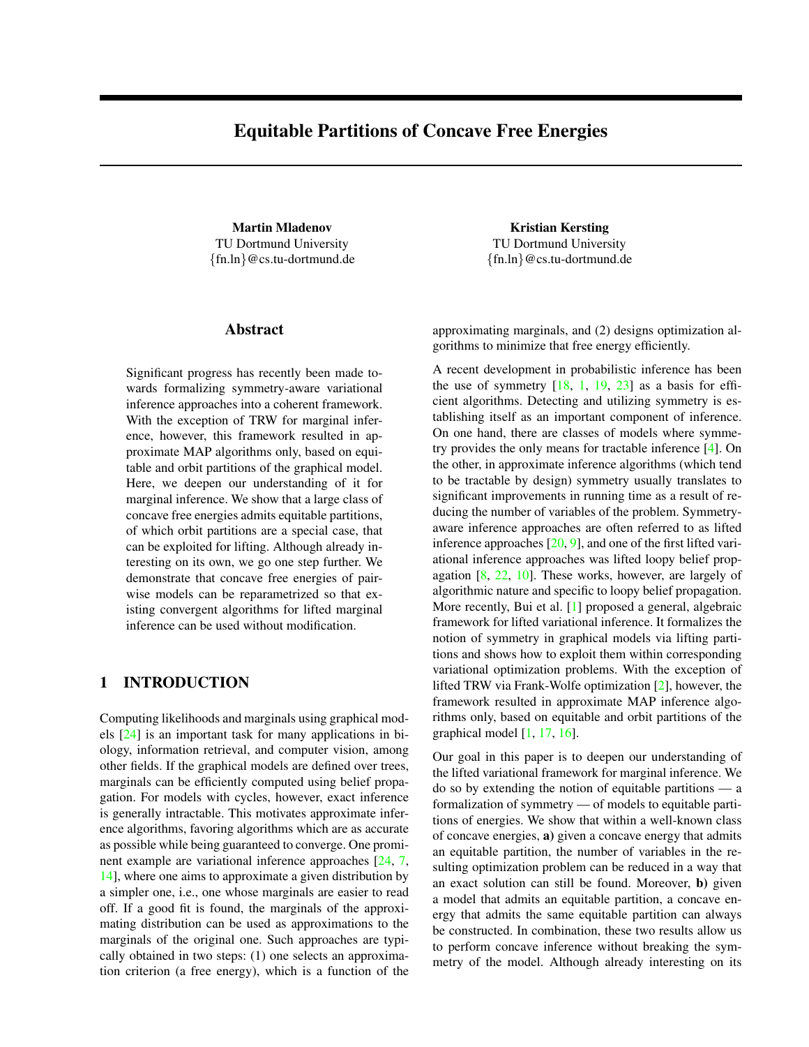# Equitable Partitions of Concave Free Energies

**Martin Mladenov**
TU Dortmund University
{fn.ln}@cs.tu-dortmund.de

**Kristian Kersting**
TU Dortmund University
{fn.ln}@cs.tu-dortmund.de

## Abstract

Significant progress has recently been made towards formalizing symmetry-aware variational inference approaches into a coherent framework. With the exception of TRW for marginal inference, however, this framework resulted in approximate MAP algorithms only, based on equitable and orbit partitions of the graphical model. Here, we deepen our understanding of it for marginal inference. We show that a large class of concave free energies admits equitable partitions, of which orbit partitions are a special case, that can be exploited for lifting. Although already interesting on its own, we go one step further. We demonstrate that concave free energies of pairwise models can be reparametrized so that existing convergent algorithms for lifted marginal inference can be used without modification.

## 1 INTRODUCTION

Computing likelihoods and marginals using graphical models [24] is an important task for many applications in biology, information retrieval, and computer vision, among other fields. If the graphical models are defined over trees, marginals can be efficiently computed using belief propagation. For models with cycles, however, exact inference is generally intractable. This motivates approximate inference algorithms, favoring algorithms which are as accurate as possible while being guaranteed to converge. One prominent example are variational inference approaches [24, 7, 14], where one aims to approximate a given distribution by a simpler one, i.e., one whose marginals are easier to read off. If a good fit is found, the marginals of the approximating distribution can be used as approximations to the marginals of the original one. Such approaches are typically obtained in two steps: (1) one selects an approximation criterion (a free energy), which is a function of the approximating marginals, and (2) designs optimization algorithms to minimize that free energy efficiently.

A recent development in probabilistic inference has been the use of symmetry [18, 1, 19, 23] as a basis for efficient algorithms. Detecting and utilizing symmetry is establishing itself as an important component of inference. On one hand, there are classes of models where symmetry provides the only means for tractable inference [4]. On the other, in approximate inference algorithms (which tend to be tractable by design) symmetry usually translates to significant improvements in running time as a result of reducing the number of variables of the problem. Symmetry-aware inference approaches are often referred to as lifted inference approaches [20, 9], and one of the first lifted variational inference approaches was lifted loopy belief propagation [8, 22, 10]. These works, however, are largely of algorithmic nature and specific to loopy belief propagation. More recently, Bui et al. [1] proposed a general, algebraic framework for lifted variational inference. It formalizes the notion of symmetry in graphical models via lifting partitions and shows how to exploit them within corresponding variational optimization problems. With the exception of lifted TRW via Frank-Wolfe optimization [2], however, the framework resulted in approximate MAP inference algorithms only, based on equitable and orbit partitions of the graphical model [1, 17, 16].

Our goal in this paper is to deepen our understanding of the lifted variational framework for marginal inference. We do so by extending the notion of equitable partitions — a formalization of symmetry — of models to equitable partitions of energies. We show that within a well-known class of concave energies, **a)** given a concave energy that admits an equitable partition, the number of variables in the resulting optimization problem can be reduced in a way that an exact solution can still be found. Moreover, **b)** given a model that admits an equitable partition, a concave energy that admits the same equitable partition can always be constructed. In combination, these two results allow us to perform concave inference without breaking the symmetry of the model. Although already interesting on its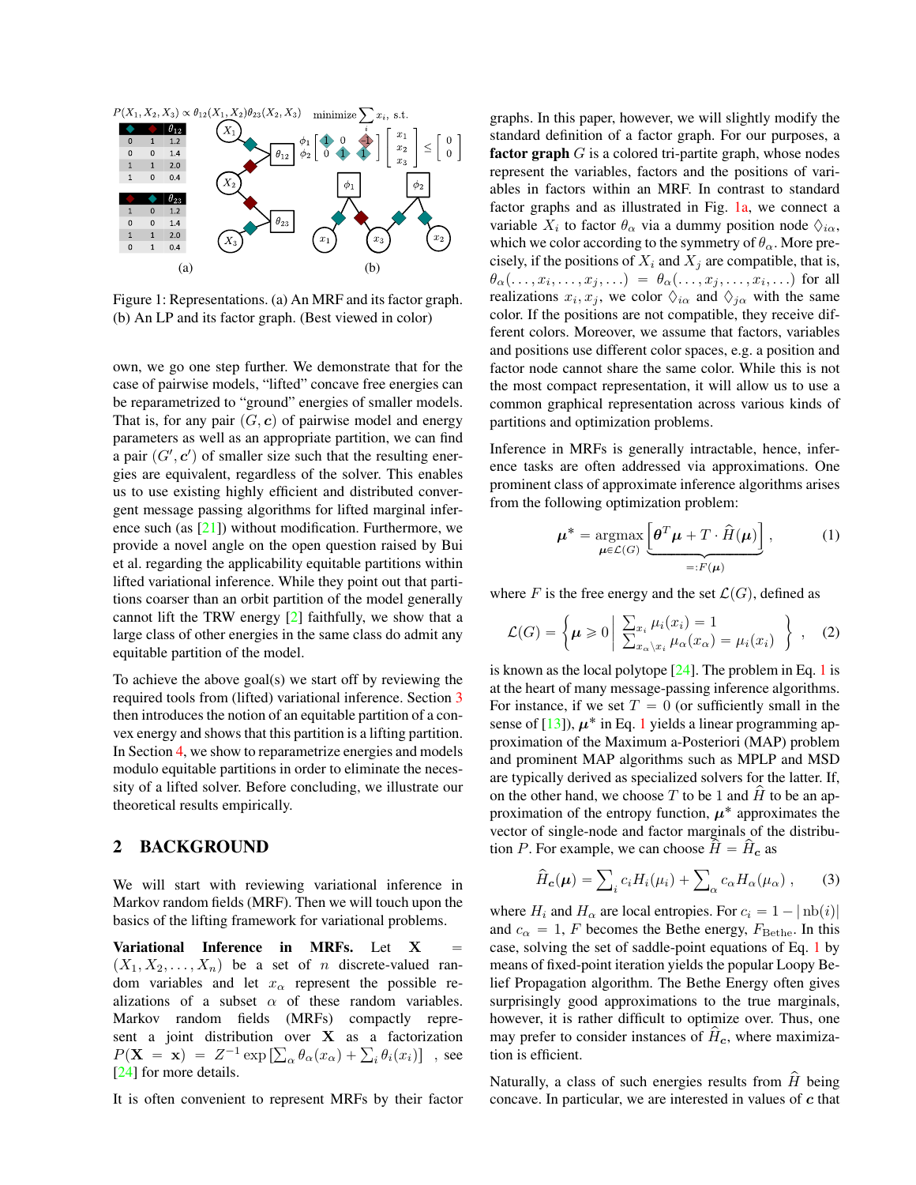$P(X_1, X_2, X_3) \propto \theta_{12}(X_1, X_2)\theta_{23}(X_2, X_3)$

minimize $\sum_i x_i$, s.t.

| | | $\theta_{12}$ |
|---|---|---|
| 0 | 1 | 1.2 |
| 0 | 0 | 1.4 |
| 1 | 1 | 2.0 |
| 1 | 0 | 0.4 |

| | | $\theta_{23}$ |
|---|---|---|
| 1 | 0 | 1.2 |
| 0 | 0 | 1.4 |
| 1 | 1 | 2.0 |
| 0 | 1 | 0.4 |

$$\begin{matrix}\phi_1 \\ \phi_2\end{matrix}\begin{bmatrix} 1 & 0 & 1 \\ 0 & 1 & 1 \end{bmatrix}\begin{bmatrix} x_1 \\ x_2 \\ x_3 \end{bmatrix} \leq \begin{bmatrix} 0 \\ 0 \end{bmatrix}$$

(a) (b)

Figure 1: Representations. (a) An MRF and its factor graph. (b) An LP and its factor graph. (Best viewed in color)

own, we go one step further. We demonstrate that for the case of pairwise models, "lifted" concave free energies can be reparametrized to "ground" energies of smaller models. That is, for any pair $(G, \boldsymbol{c})$ of pairwise model and energy parameters as well as an appropriate partition, we can find a pair $(G', \boldsymbol{c}')$ of smaller size such that the resulting energies are equivalent, regardless of the solver. This enables us to use existing highly efficient and distributed convergent message passing algorithms for lifted marginal inference such (as [21]) without modification. Furthermore, we provide a novel angle on the open question raised by Bui et al. regarding the applicability equitable partitions within lifted variational inference. While they point out that partitions coarser than an orbit partition of the model generally cannot lift the TRW energy [2] faithfully, we show that a large class of other energies in the same class do admit any equitable partition of the model.

To achieve the above goal(s) we start off by reviewing the required tools from (lifted) variational inference. Section 3 then introduces the notion of an equitable partition of a convex energy and shows that this partition is a lifting partition. In Section 4, we show to reparametrize energies and models modulo equitable partitions in order to eliminate the necessity of a lifted solver. Before concluding, we illustrate our theoretical results empirically.

## 2 BACKGROUND

We will start with reviewing variational inference in Markov random fields (MRF). Then we will touch upon the basics of the lifting framework for variational problems.

**Variational Inference in MRFs.** Let $\mathbf{X} = (X_1, X_2, \ldots, X_n)$ be a set of $n$ discrete-valued random variables and let $x_\alpha$ represent the possible realizations of a subset $\alpha$ of these random variables. Markov random fields (MRFs) compactly represent a joint distribution over $\mathbf{X}$ as a factorization $P(\mathbf{X} = \mathbf{x}) = Z^{-1} \exp\left[\sum_\alpha \theta_\alpha(x_\alpha) + \sum_i \theta_i(x_i)\right]$, see [24] for more details.

It is often convenient to represent MRFs by their factor graphs. In this paper, however, we will slightly modify the standard definition of a factor graph. For our purposes, a **factor graph** $G$ is a colored tri-partite graph, whose nodes represent the variables, factors and the positions of variables in factors within an MRF. In contrast to standard factor graphs and as illustrated in Fig. 1a, we connect a variable $X_i$ to factor $\theta_\alpha$ via a dummy position node $\Diamond_{i\alpha}$, which we color according to the symmetry of $\theta_\alpha$. More precisely, if the positions of $X_i$ and $X_j$ are compatible, that is, $\theta_\alpha(\ldots, x_i, \ldots, x_j, \ldots) = \theta_\alpha(\ldots, x_j, \ldots, x_i, \ldots)$ for all realizations $x_i, x_j$, we color $\Diamond_{i\alpha}$ and $\Diamond_{j\alpha}$ with the same color. If the positions are not compatible, they receive different colors. Moreover, we assume that factors, variables and positions use different color spaces, e.g. a position and factor node cannot share the same color. While this is not the most compact representation, it will allow us to use a common graphical representation across various kinds of partitions and optimization problems.

Inference in MRFs is generally intractable, hence, inference tasks are often addressed via approximations. One prominent class of approximate inference algorithms arises from the following optimization problem:

$$\boldsymbol{\mu}^* = \underset{\boldsymbol{\mu} \in \mathcal{L}(G)}{\operatorname{argmax}} \underbrace{\left[\boldsymbol{\theta}^T \boldsymbol{\mu} + T \cdot \widehat{H}(\boldsymbol{\mu})\right]}_{=:F(\boldsymbol{\mu})}, \qquad (1)$$

where $F$ is the free energy and the set $\mathcal{L}(G)$, defined as

$$\mathcal{L}(G) = \left\{ \boldsymbol{\mu} \geqslant 0 \;\middle|\; \begin{array}{l} \sum_{x_i} \mu_i(x_i) = 1 \\ \sum_{x_\alpha \setminus x_i} \mu_\alpha(x_\alpha) = \mu_i(x_i) \end{array} \right\}, \qquad (2)$$

is known as the local polytope [24]. The problem in Eq. 1 is at the heart of many message-passing inference algorithms. For instance, if we set $T = 0$ (or sufficiently small in the sense of [13]), $\boldsymbol{\mu}^*$ in Eq. 1 yields a linear programming approximation of the Maximum a-Posteriori (MAP) problem and prominent MAP algorithms such as MPLP and MSD are typically derived as specialized solvers for the latter. If, on the other hand, we choose $T$ to be 1 and $\widehat{H}$ to be an approximation of the entropy function, $\boldsymbol{\mu}^*$ approximates the vector of single-node and factor marginals of the distribution $P$. For example, we can choose $\widehat{H} = \widehat{H}_{\boldsymbol{c}}$ as

$$\widehat{H}_{\boldsymbol{c}}(\boldsymbol{\mu}) = \sum\nolimits_i c_i H_i(\mu_i) + \sum\nolimits_\alpha c_\alpha H_\alpha(\mu_\alpha), \qquad (3)$$

where $H_i$ and $H_\alpha$ are local entropies. For $c_i = 1 - |\operatorname{nb}(i)|$ and $c_\alpha = 1$, $F$ becomes the Bethe energy, $F_{\text{Bethe}}$. In this case, solving the set of saddle-point equations of Eq. 1 by means of fixed-point iteration yields the popular Loopy Belief Propagation algorithm. The Bethe Energy often gives surprisingly good approximations to the true marginals, however, it is rather difficult to optimize over. Thus, one may prefer to consider instances of $\widehat{H}_{\boldsymbol{c}}$, where maximization is efficient.

Naturally, a class of such energies results from $\widehat{H}$ being concave. In particular, we are interested in values of $\boldsymbol{c}$ that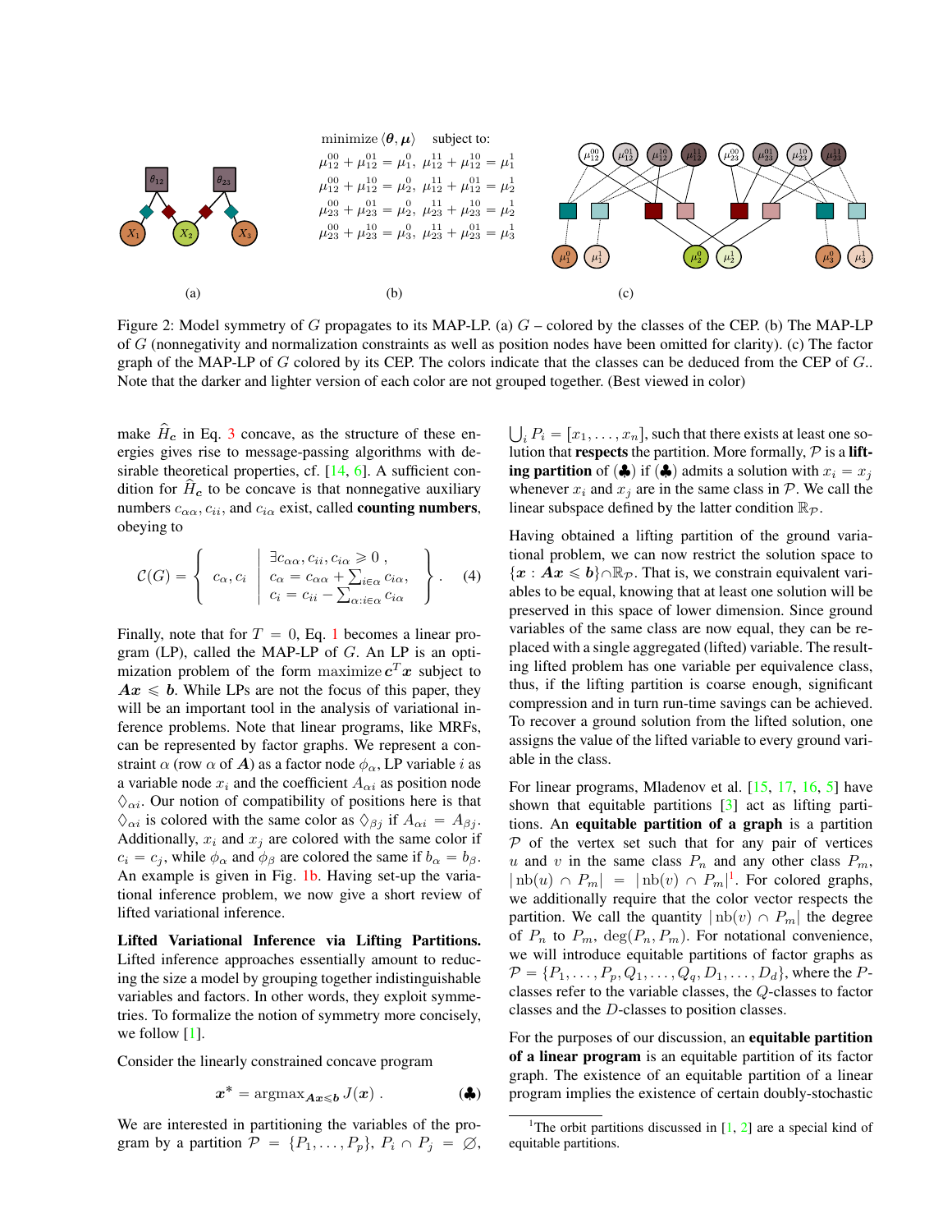minimize $\langle \boldsymbol{\theta}, \boldsymbol{\mu} \rangle$ subject to:

$$\mu_{12}^{00} + \mu_{12}^{01} = \mu_1^0,\ \mu_{12}^{11} + \mu_{12}^{10} = \mu_1^1$$
$$\mu_{12}^{00} + \mu_{12}^{10} = \mu_2^0,\ \mu_{12}^{11} + \mu_{12}^{01} = \mu_2^1$$
$$\mu_{23}^{00} + \mu_{23}^{01} = \mu_2^0,\ \mu_{23}^{11} + \mu_{23}^{10} = \mu_2^1$$
$$\mu_{23}^{00} + \mu_{23}^{10} = \mu_3^0,\ \mu_{23}^{11} + \mu_{23}^{01} = \mu_3^1$$

(a) (b) (c)

Figure 2: Model symmetry of $G$ propagates to its MAP-LP. (a) $G$ – colored by the classes of the CEP. (b) The MAP-LP of $G$ (nonnegativity and normalization constraints as well as position nodes have been omitted for clarity). (c) The factor graph of the MAP-LP of $G$ colored by its CEP. The colors indicate that the classes can be deduced from the CEP of $G$.. Note that the darker and lighter version of each color are not grouped together. (Best viewed in color)

make $\widehat{H}_{\boldsymbol{c}}$ in Eq. 3 concave, as the structure of these energies gives rise to message-passing algorithms with desirable theoretical properties, cf. [14, 6]. A sufficient condition for $\widehat{H}_{\boldsymbol{c}}$ to be concave is that nonnegative auxiliary numbers $c_{\alpha\alpha}, c_{ii}$, and $c_{i\alpha}$ exist, called **counting numbers**, obeying to

$$\mathcal{C}(G) = \left\{ \begin{array}{c|c} c_\alpha, c_i & \begin{array}{l} \exists c_{\alpha\alpha}, c_{ii}, c_{i\alpha} \geqslant 0 \ , \\ c_\alpha = c_{\alpha\alpha} + \sum_{i \in \alpha} c_{i\alpha}, \\ c_i = c_{ii} - \sum_{\alpha: i \in \alpha} c_{i\alpha} \end{array} \end{array} \right\}. \quad (4)$$

Finally, note that for $T = 0$, Eq. 1 becomes a linear program (LP), called the MAP-LP of $G$. An LP is an optimization problem of the form maximize $\boldsymbol{c}^T\boldsymbol{x}$ subject to $\boldsymbol{A}\boldsymbol{x} \leqslant \boldsymbol{b}$. While LPs are not the focus of this paper, they will be an important tool in the analysis of variational inference problems. Note that linear programs, like MRFs, can be represented by factor graphs. We represent a constraint $\alpha$ (row $\alpha$ of $\boldsymbol{A}$) as a factor node $\phi_\alpha$, LP variable $i$ as a variable node $x_i$ and the coefficient $A_{\alpha i}$ as position node $\lozenge_{\alpha i}$. Our notion of compatibility of positions here is that $\lozenge_{\alpha i}$ is colored with the same color as $\lozenge_{\beta j}$ if $A_{\alpha i} = A_{\beta j}$. Additionally, $x_i$ and $x_j$ are colored with the same color if $c_i = c_j$, while $\phi_\alpha$ and $\phi_\beta$ are colored the same if $b_\alpha = b_\beta$. An example is given in Fig. 1b. Having set-up the variational inference problem, we now give a short review of lifted variational inference.

**Lifted Variational Inference via Lifting Partitions.** Lifted inference approaches essentially amount to reducing the size a model by grouping together indistinguishable variables and factors. In other words, they exploit symmetries. To formalize the notion of symmetry more concisely, we follow [1].

Consider the linearly constrained concave program

$$\boldsymbol{x}^* = \operatorname{argmax}_{\boldsymbol{A}\boldsymbol{x} \leqslant \boldsymbol{b}} J(\boldsymbol{x}) \ . \quad (\clubsuit)$$

We are interested in partitioning the variables of the program by a partition $\mathcal{P} = \{P_1, \ldots, P_p\}$, $P_i \cap P_j = \varnothing$, $\bigcup_i P_i = [x_1, \ldots, x_n]$, such that there exists at least one solution that **respects** the partition. More formally, $\mathcal{P}$ is a **lifting partition** of ($\clubsuit$) if ($\clubsuit$) admits a solution with $x_i = x_j$ whenever $x_i$ and $x_j$ are in the same class in $\mathcal{P}$. We call the linear subspace defined by the latter condition $\mathbb{R}_\mathcal{P}$.

Having obtained a lifting partition of the ground variational problem, we can now restrict the solution space to $\{\boldsymbol{x} : \boldsymbol{A}\boldsymbol{x} \leqslant \boldsymbol{b}\} \cap \mathbb{R}_\mathcal{P}$. That is, we constrain equivalent variables to be equal, knowing that at least one solution will be preserved in this space of lower dimension. Since ground variables of the same class are now equal, they can be replaced with a single aggregated (lifted) variable. The resulting lifted problem has one variable per equivalence class, thus, if the lifting partition is coarse enough, significant compression and in turn run-time savings can be achieved. To recover a ground solution from the lifted solution, one assigns the value of the lifted variable to every ground variable in the class.

For linear programs, Mladenov et al. [15, 17, 16, 5] have shown that equitable partitions [3] act as lifting partitions. An **equitable partition of a graph** is a partition $\mathcal{P}$ of the vertex set such that for any pair of vertices $u$ and $v$ in the same class $P_n$ and any other class $P_m$, $|\operatorname{nb}(u) \cap P_m| = |\operatorname{nb}(v) \cap P_m|$[1]. For colored graphs, we additionally require that the color vector respects the partition. We call the quantity $|\operatorname{nb}(v) \cap P_m|$ the degree of $P_n$ to $P_m$, $\deg(P_n, P_m)$. For notational convenience, we will introduce equitable partitions of factor graphs as $\mathcal{P} = \{P_1, \ldots, P_p, Q_1, \ldots, Q_q, D_1, \ldots, D_d\}$, where the $P$-classes refer to the variable classes, the $Q$-classes to factor classes and the $D$-classes to position classes.

For the purposes of our discussion, an **equitable partition of a linear program** is an equitable partition of its factor graph. The existence of an equitable partition of a linear program implies the existence of certain doubly-stochastic

[1] The orbit partitions discussed in [1, 2] are a special kind of equitable partitions.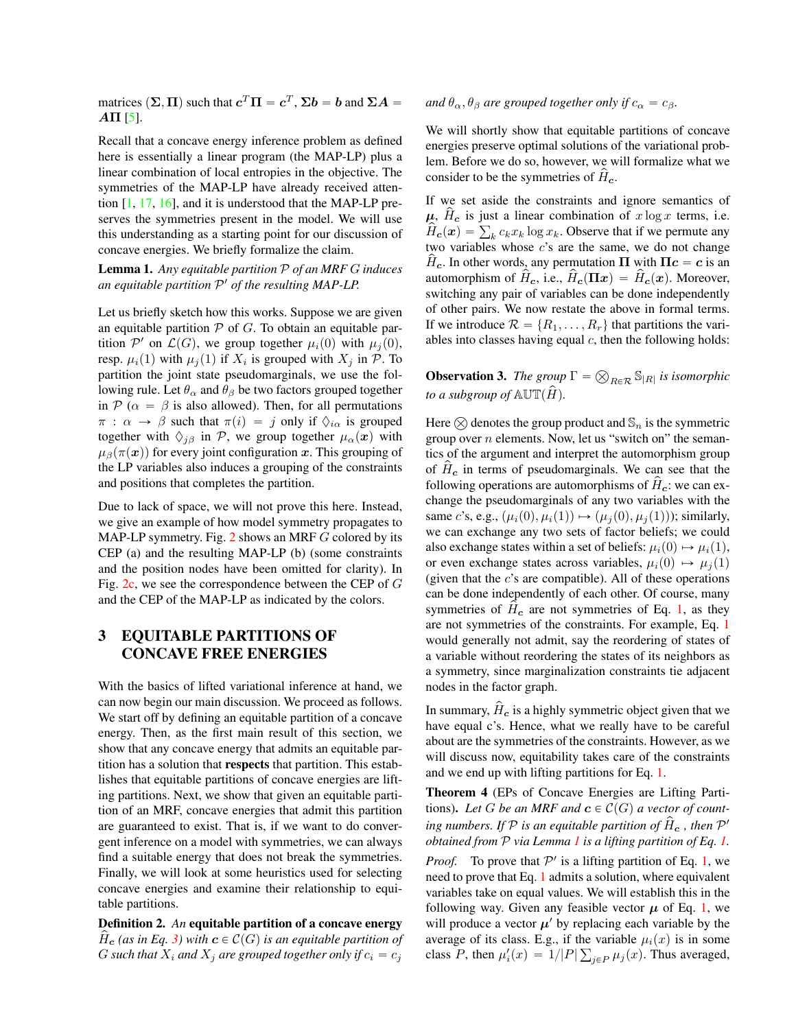matrices $(\boldsymbol{\Sigma}, \boldsymbol{\Pi})$ such that $\boldsymbol{c}^T\boldsymbol{\Pi} = \boldsymbol{c}^T$, $\boldsymbol{\Sigma}\boldsymbol{b} = \boldsymbol{b}$ and $\boldsymbol{\Sigma}\boldsymbol{A} = \boldsymbol{A}\boldsymbol{\Pi}$ [5].

Recall that a concave energy inference problem as defined here is essentially a linear program (the MAP-LP) plus a linear combination of local entropies in the objective. The symmetries of the MAP-LP have already received attention [1, 17, 16], and it is understood that the MAP-LP preserves the symmetries present in the model. We will use this understanding as a starting point for our discussion of concave energies. We briefly formalize the claim.

**Lemma 1.** *Any equitable partition $\mathcal{P}$ of an MRF $G$ induces an equitable partition $\mathcal{P}'$ of the resulting MAP-LP.*

Let us briefly sketch how this works. Suppose we are given an equitable partition $\mathcal{P}$ of $G$. To obtain an equitable partition $\mathcal{P}'$ on $\mathcal{L}(G)$, we group together $\mu_i(0)$ with $\mu_j(0)$, resp. $\mu_i(1)$ with $\mu_j(1)$ if $X_i$ is grouped with $X_j$ in $\mathcal{P}$. To partition the joint state pseudomarginals, we use the following rule. Let $\theta_\alpha$ and $\theta_\beta$ be two factors grouped together in $\mathcal{P}$ ($\alpha = \beta$ is also allowed). Then, for all permutations $\pi : \alpha \to \beta$ such that $\pi(i) = j$ only if $\Diamond_{i\alpha}$ is grouped together with $\Diamond_{j\beta}$ in $\mathcal{P}$, we group together $\mu_\alpha(\boldsymbol{x})$ with $\mu_\beta(\pi(\boldsymbol{x}))$ for every joint configuration $\boldsymbol{x}$. This grouping of the LP variables also induces a grouping of the constraints and positions that completes the partition.

Due to lack of space, we will not prove this here. Instead, we give an example of how model symmetry propagates to MAP-LP symmetry. Fig. 2 shows an MRF $G$ colored by its CEP (a) and the resulting MAP-LP (b) (some constraints and the position nodes have been omitted for clarity). In Fig. 2c, we see the correspondence between the CEP of $G$ and the CEP of the MAP-LP as indicated by the colors.

# 3 EQUITABLE PARTITIONS OF CONCAVE FREE ENERGIES

With the basics of lifted variational inference at hand, we can now begin our main discussion. We proceed as follows. We start off by defining an equitable partition of a concave energy. Then, as the first main result of this section, we show that any concave energy that admits an equitable partition has a solution that **respects** that partition. This establishes that equitable partitions of concave energies are lifting partitions. Next, we show that given an equitable partition of an MRF, concave energies that admit this partition are guaranteed to exist. That is, if we want to do convergent inference on a model with symmetries, we can always find a suitable energy that does not break the symmetries. Finally, we will look at some heuristics used for selecting concave energies and examine their relationship to equitable partitions.

**Definition 2.** *An* **equitable partition of a concave energy** *$\widehat{H}_{\boldsymbol{c}}$ (as in Eq. 3) with $\boldsymbol{c} \in \mathcal{C}(G)$ is an equitable partition of $G$ such that $X_i$ and $X_j$ are grouped together only if $c_i = c_j$ and $\theta_\alpha, \theta_\beta$ are grouped together only if $c_\alpha = c_\beta$.*

We will shortly show that equitable partitions of concave energies preserve optimal solutions of the variational problem. Before we do so, however, we will formalize what we consider to be the symmetries of $\widehat{H}_{\boldsymbol{c}}$.

If we set aside the constraints and ignore semantics of $\boldsymbol{\mu}$, $\widehat{H}_{\boldsymbol{c}}$ is just a linear combination of $x \log x$ terms, i.e. $\widehat{H}_{\boldsymbol{c}}(\boldsymbol{x}) = \sum_k c_k x_k \log x_k$. Observe that if we permute any two variables whose $c$'s are the same, we do not change $\widehat{H}_{\boldsymbol{c}}$. In other words, any permutation $\boldsymbol{\Pi}$ with $\boldsymbol{\Pi}\boldsymbol{c} = \boldsymbol{c}$ is an automorphism of $\widehat{H}_{\boldsymbol{c}}$, i.e., $\widehat{H}_{\boldsymbol{c}}(\boldsymbol{\Pi}\boldsymbol{x}) = \widehat{H}_{\boldsymbol{c}}(\boldsymbol{x})$. Moreover, switching any pair of variables can be done independently of other pairs. We now restate the above in formal terms. If we introduce $\mathcal{R} = \{R_1, \ldots, R_r\}$ that partitions the variables into classes having equal $c$, then the following holds:

**Observation 3.** *The group $\Gamma = \bigotimes_{R \in \mathcal{R}} \mathbb{S}_{|R|}$ is isomorphic to a subgroup of $\mathbb{AUT}(\widehat{H})$.*

Here $\bigotimes$ denotes the group product and $\mathbb{S}_n$ is the symmetric group over $n$ elements. Now, let us "switch on" the semantics of the argument and interpret the automorphism group of $\widehat{H}_{\boldsymbol{c}}$ in terms of pseudomarginals. We can see that the following operations are automorphisms of $\widehat{H}_{\boldsymbol{c}}$: we can exchange the pseudomarginals of any two variables with the same $c$'s, e.g., $(\mu_i(0), \mu_i(1)) \mapsto (\mu_j(0), \mu_j(1))$; similarly, we can exchange any two sets of factor beliefs; we could also exchange states within a set of beliefs: $\mu_i(0) \mapsto \mu_i(1)$, or even exchange states across variables, $\mu_i(0) \mapsto \mu_j(1)$ (given that the $c$'s are compatible). All of these operations can be done independently of each other. Of course, many symmetries of $\widehat{H}_{\boldsymbol{c}}$ are not symmetries of Eq. 1, as they are not symmetries of the constraints. For example, Eq. 1 would generally not admit, say the reordering of states of a variable without reordering the states of its neighbors as a symmetry, since marginalization constraints tie adjacent nodes in the factor graph.

In summary, $\widehat{H}_{\boldsymbol{c}}$ is a highly symmetric object given that we have equal c's. Hence, what we really have to be careful about are the symmetries of the constraints. However, as we will discuss now, equitability takes care of the constraints and we end up with lifting partitions for Eq. 1.

**Theorem 4** (EPs of Concave Energies are Lifting Partitions)**.** *Let $G$ be an MRF and $\boldsymbol{c} \in \mathcal{C}(G)$ a vector of counting numbers. If $\mathcal{P}$ is an equitable partition of $\widehat{H}_{\boldsymbol{c}}$, then $\mathcal{P}'$ obtained from $\mathcal{P}$ via Lemma 1 is a lifting partition of Eq. 1.*

*Proof.* To prove that $\mathcal{P}'$ is a lifting partition of Eq. 1, we need to prove that Eq. 1 admits a solution, where equivalent variables take on equal values. We will establish this in the following way. Given any feasible vector $\boldsymbol{\mu}$ of Eq. 1, we will produce a vector $\boldsymbol{\mu}'$ by replacing each variable by the average of its class. E.g., if the variable $\mu_i(x)$ is in some class $P$, then $\mu_i'(x) = 1/|P| \sum_{j \in P} \mu_j(x)$. Thus averaged,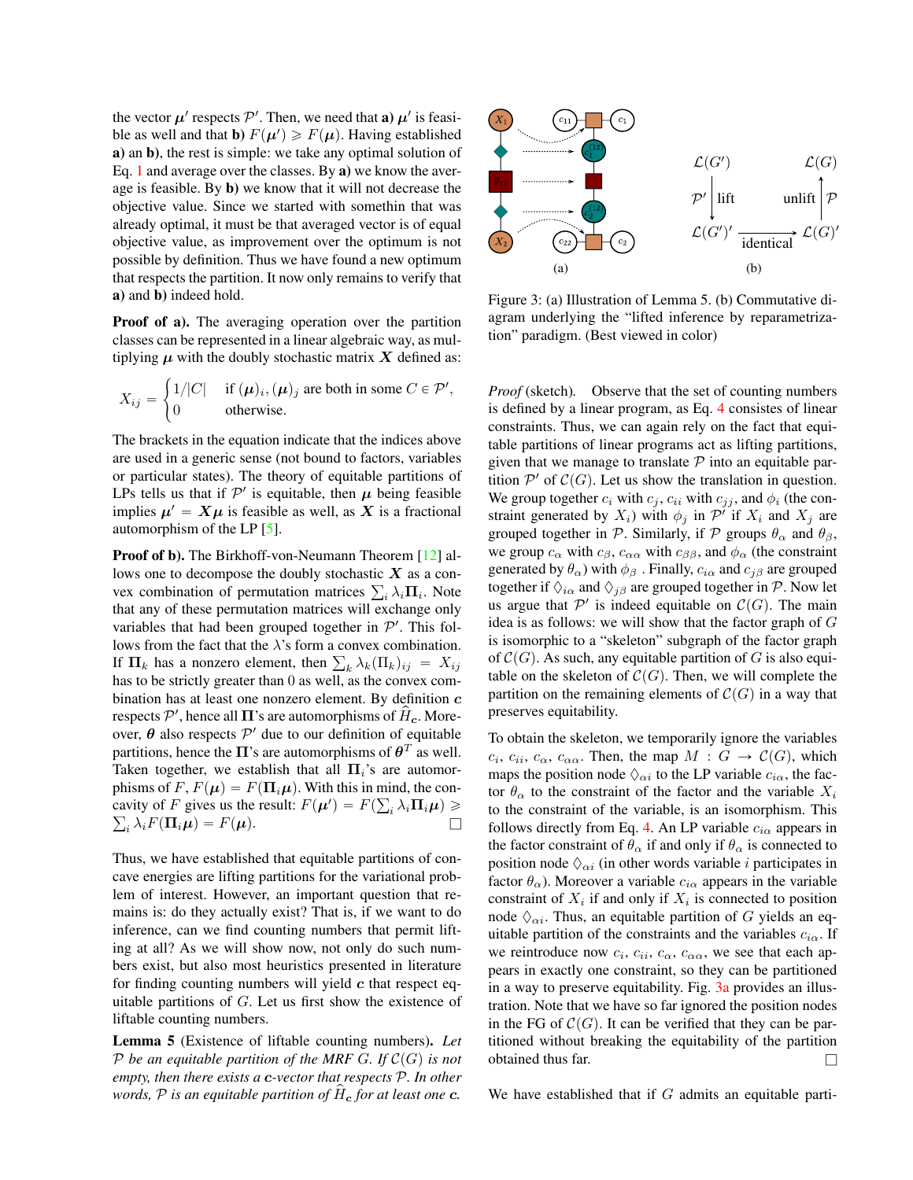the vector $\boldsymbol{\mu}'$ respects $\mathcal{P}'$. Then, we need that **a)** $\boldsymbol{\mu}'$ is feasible as well and that **b)** $F(\boldsymbol{\mu}') \geqslant F(\boldsymbol{\mu})$. Having established **a)** an **b)**, the rest is simple: we take any optimal solution of Eq. 1 and average over the classes. By **a)** we know the average is feasible. By **b)** we know that it will not decrease the objective value. Since we started with somethin that was already optimal, it must be that averaged vector is of equal objective value, as improvement over the optimum is not possible by definition. Thus we have found a new optimum that respects the partition. It now only remains to verify that **a)** and **b)** indeed hold.

**Proof of a).** The averaging operation over the partition classes can be represented in a linear algebraic way, as multiplying $\boldsymbol{\mu}$ with the doubly stochastic matrix $\boldsymbol{X}$ defined as:

$$X_{ij} = \begin{cases} 1/|C| & \text{if } (\boldsymbol{\mu})_i, (\boldsymbol{\mu})_j \text{ are both in some } C \in \mathcal{P}', \\ 0 & \text{otherwise.} \end{cases}$$

The brackets in the equation indicate that the indices above are used in a generic sense (not bound to factors, variables or particular states). The theory of equitable partitions of LPs tells us that if $\mathcal{P}'$ is equitable, then $\boldsymbol{\mu}$ being feasible implies $\boldsymbol{\mu}' = \boldsymbol{X}\boldsymbol{\mu}$ is feasible as well, as $\boldsymbol{X}$ is a fractional automorphism of the LP [5].

**Proof of b).** The Birkhoff-von-Neumann Theorem [12] allows one to decompose the doubly stochastic $\boldsymbol{X}$ as a convex combination of permutation matrices $\sum_i \lambda_i \boldsymbol{\Pi}_i$. Note that any of these permutation matrices will exchange only variables that had been grouped together in $\mathcal{P}'$. This follows from the fact that the $\lambda$'s form a convex combination. If $\boldsymbol{\Pi}_k$ has a nonzero element, then $\sum_k \lambda_k (\Pi_k)_{ij} = X_{ij}$ has to be strictly greater than 0 as well, as the convex combination has at least one nonzero element. By definition $\boldsymbol{c}$ respects $\mathcal{P}'$, hence all $\boldsymbol{\Pi}$'s are automorphisms of $\widehat{H}_{\boldsymbol{c}}$. Moreover, $\boldsymbol{\theta}$ also respects $\mathcal{P}'$ due to our definition of equitable partitions, hence the $\boldsymbol{\Pi}$'s are automorphisms of $\boldsymbol{\theta}^T$ as well. Taken together, we establish that all $\boldsymbol{\Pi}_i$'s are automorphisms of $F$, $F(\boldsymbol{\mu}) = F(\boldsymbol{\Pi}_i\boldsymbol{\mu})$. With this in mind, the concavity of $F$ gives us the result: $F(\boldsymbol{\mu}') = F(\sum_i \lambda_i \boldsymbol{\Pi}_i \boldsymbol{\mu}) \geqslant \sum_i \lambda_i F(\boldsymbol{\Pi}_i \boldsymbol{\mu}) = F(\boldsymbol{\mu})$. □

Thus, we have established that equitable partitions of concave energies are lifting partitions for the variational problem of interest. However, an important question that remains is: do they actually exist? That is, if we want to do inference, can we find counting numbers that permit lifting at all? As we will show now, not only do such numbers exist, but also most heuristics presented in literature for finding counting numbers will yield $\boldsymbol{c}$ that respect equitable partitions of $G$. Let us first show the existence of liftable counting numbers.

**Lemma 5** (Existence of liftable counting numbers)**.** *Let $\mathcal{P}$ be an equitable partition of the MRF $G$. If $\mathcal{C}(G)$ is not empty, then there exists a $\boldsymbol{c}$-vector that respects $\mathcal{P}$. In other words, $\mathcal{P}$ is an equitable partition of $\widehat{H}_{\boldsymbol{c}}$ for at least one $\boldsymbol{c}$.*

$X_1$ $c_{11}$ $c_1$ $c_1^{(12)}$ $\theta_{12}$ $c_2^{(12)}$ $X_2$ $c_{22}$ $c_2$

(a)

$\mathcal{L}(G')$ $\mathcal{L}(G)$ $\mathcal{P}'$ lift unlift $\mathcal{P}$ $\mathcal{L}(G')'$ identical $\mathcal{L}(G)'$

(b)

Figure 3: (a) Illustration of Lemma 5. (b) Commutative diagram underlying the "lifted inference by reparametrization" paradigm. (Best viewed in color)

*Proof* (sketch)*.* Observe that the set of counting numbers is defined by a linear program, as Eq. 4 consistes of linear constraints. Thus, we can again rely on the fact that equitable partitions of linear programs act as lifting partitions, given that we manage to translate $\mathcal{P}$ into an equitable partition $\mathcal{P}'$ of $\mathcal{C}(G)$. Let us show the translation in question. We group together $c_i$ with $c_j$, $c_{ii}$ with $c_{jj}$, and $\phi_i$ (the constraint generated by $X_i$) with $\phi_j$ in $\mathcal{P}'$ if $X_i$ and $X_j$ are grouped together in $\mathcal{P}$. Similarly, if $\mathcal{P}$ groups $\theta_\alpha$ and $\theta_\beta$, we group $c_\alpha$ with $c_\beta$, $c_{\alpha\alpha}$ with $c_{\beta\beta}$, and $\phi_\alpha$ (the constraint generated by $\theta_\alpha$) with $\phi_\beta$ . Finally, $c_{i\alpha}$ and $c_{j\beta}$ are grouped together if $\diamondsuit_{i\alpha}$ and $\diamondsuit_{j\beta}$ are grouped together in $\mathcal{P}$. Now let us argue that $\mathcal{P}'$ is indeed equitable on $\mathcal{C}(G)$. The main idea is as follows: we will show that the factor graph of $G$ is isomorphic to a "skeleton" subgraph of the factor graph of $\mathcal{C}(G)$. As such, any equitable partition of $G$ is also equitable on the skeleton of $\mathcal{C}(G)$. Then, we will complete the partition on the remaining elements of $\mathcal{C}(G)$ in a way that preserves equitability.

To obtain the skeleton, we temporarily ignore the variables $c_i$, $c_{ii}$, $c_\alpha$, $c_{\alpha\alpha}$. Then, the map $M : G \to \mathcal{C}(G)$, which maps the position node $\diamondsuit_{\alpha i}$ to the LP variable $c_{i\alpha}$, the factor $\theta_\alpha$ to the constraint of the factor and the variable $X_i$ to the constraint of the variable, is an isomorphism. This follows directly from Eq. 4. An LP variable $c_{i\alpha}$ appears in the factor constraint of $\theta_\alpha$ if and only if $\theta_\alpha$ is connected to position node $\diamondsuit_{\alpha i}$ (in other words variable $i$ participates in factor $\theta_\alpha$). Moreover a variable $c_{i\alpha}$ appears in the variable constraint of $X_i$ if and only if $X_i$ is connected to position node $\diamondsuit_{\alpha i}$. Thus, an equitable partition of $G$ yields an equitable partition of the constraints and the variables $c_{i\alpha}$. If we reintroduce now $c_i$, $c_{ii}$, $c_\alpha$, $c_{\alpha\alpha}$, we see that each appears in exactly one constraint, so they can be partitioned in a way to preserve equitability. Fig. 3a provides an illustration. Note that we have so far ignored the position nodes in the FG of $\mathcal{C}(G)$. It can be verified that they can be partitioned without breaking the equitability of the partition obtained thus far. □

We have established that if $G$ admits an equitable parti-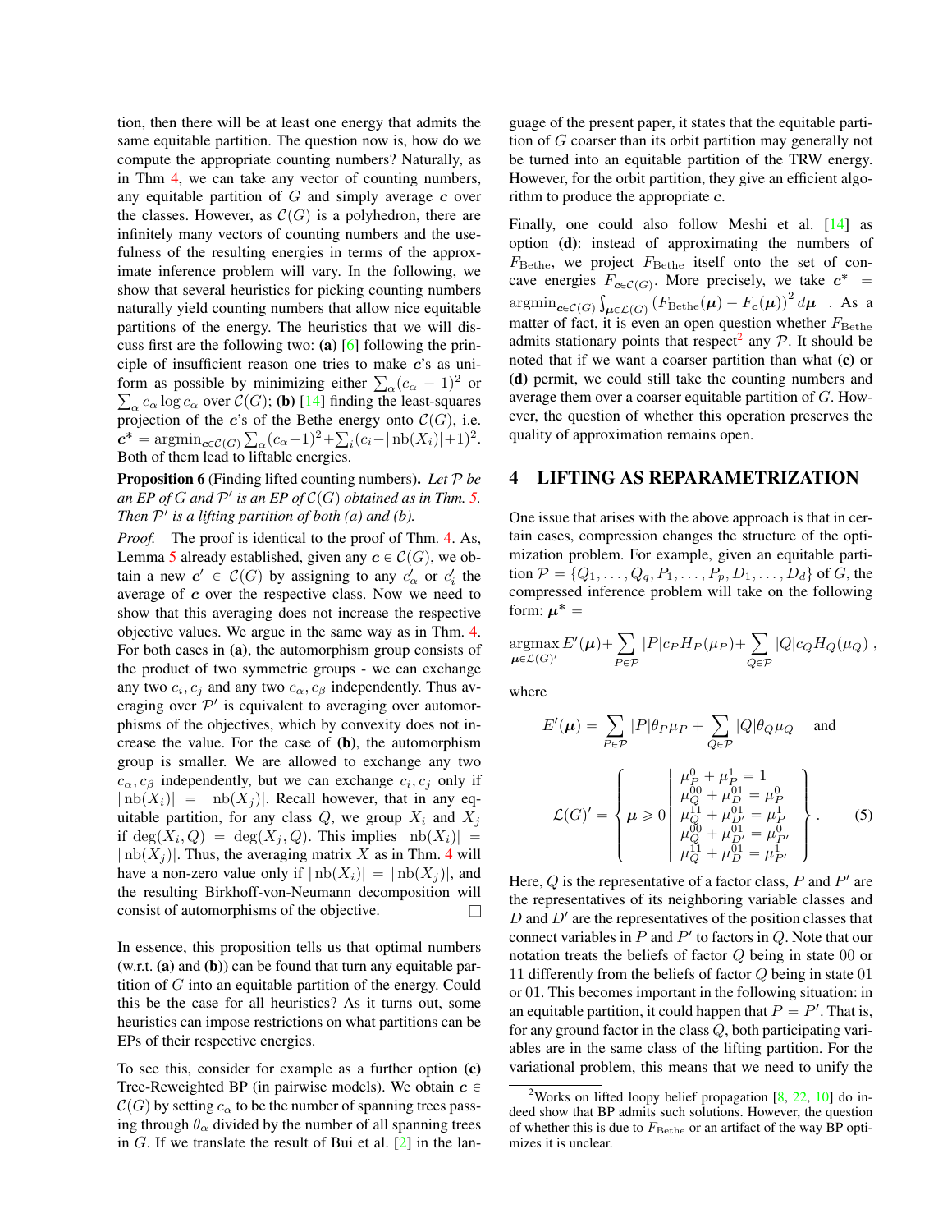tion, then there will be at least one energy that admits the same equitable partition. The question now is, how do we compute the appropriate counting numbers? Naturally, as in Thm 4, we can take any vector of counting numbers, any equitable partition of $G$ and simply average $\boldsymbol{c}$ over the classes. However, as $\mathcal{C}(G)$ is a polyhedron, there are infinitely many vectors of counting numbers and the usefulness of the resulting energies in terms of the approximate inference problem will vary. In the following, we show that several heuristics for picking counting numbers naturally yield counting numbers that allow nice equitable partitions of the energy. The heuristics that we will discuss first are the following two: **(a)** [6] following the principle of insufficient reason one tries to make $\boldsymbol{c}$'s as uniform as possible by minimizing either $\sum_\alpha (c_\alpha - 1)^2$ or $\sum_\alpha c_\alpha \log c_\alpha$ over $\mathcal{C}(G)$; **(b)** [14] finding the least-squares projection of the $\boldsymbol{c}$'s of the Bethe energy onto $\mathcal{C}(G)$, i.e. $\boldsymbol{c}^* = \operatorname{argmin}_{\boldsymbol{c} \in \mathcal{C}(G)} \sum_\alpha (c_\alpha - 1)^2 + \sum_i (c_i - |\operatorname{nb}(X_i)| + 1)^2$. Both of them lead to liftable energies.

**Proposition 6** (Finding lifted counting numbers)**.** *Let $\mathcal{P}$ be an EP of $G$ and $\mathcal{P}'$ is an EP of $\mathcal{C}(G)$ obtained as in Thm. 5. Then $\mathcal{P}'$ is a lifting partition of both (a) and (b).*

*Proof.* The proof is identical to the proof of Thm. 4. As, Lemma 5 already established, given any $\boldsymbol{c} \in \mathcal{C}(G)$, we obtain a new $\boldsymbol{c}' \in \mathcal{C}(G)$ by assigning to any $c'_\alpha$ or $c'_i$ the average of $\boldsymbol{c}$ over the respective class. Now we need to show that this averaging does not increase the respective objective values. We argue in the same way as in Thm. 4. For both cases in **(a)**, the automorphism group consists of the product of two symmetric groups - we can exchange any two $c_i, c_j$ and any two $c_\alpha, c_\beta$ independently. Thus averaging over $\mathcal{P}'$ is equivalent to averaging over automorphisms of the objectives, which by convexity does not increase the value. For the case of **(b)**, the automorphism group is smaller. We are allowed to exchange any two $c_\alpha, c_\beta$ independently, but we can exchange $c_i, c_j$ only if $|\operatorname{nb}(X_i)| = |\operatorname{nb}(X_j)|$. Recall however, that in any equitable partition, for any class $Q$, we group $X_i$ and $X_j$ if $\deg(X_i, Q) = \deg(X_j, Q)$. This implies $|\operatorname{nb}(X_i)| = |\operatorname{nb}(X_j)|$. Thus, the averaging matrix $X$ as in Thm. 4 will have a non-zero value only if $|\operatorname{nb}(X_i)| = |\operatorname{nb}(X_j)|$, and the resulting Birkhoff-von-Neumann decomposition will consist of automorphisms of the objective. $\square$

In essence, this proposition tells us that optimal numbers (w.r.t. **(a)** and **(b)**) can be found that turn any equitable partition of $G$ into an equitable partition of the energy. Could this be the case for all heuristics? As it turns out, some heuristics can impose restrictions on what partitions can be EPs of their respective energies.

To see this, consider for example as a further option **(c)** Tree-Reweighted BP (in pairwise models). We obtain $\boldsymbol{c} \in \mathcal{C}(G)$ by setting $c_\alpha$ to be the number of spanning trees passing through $\theta_\alpha$ divided by the number of all spanning trees in $G$. If we translate the result of Bui et al. [2] in the language of the present paper, it states that the equitable partition of $G$ coarser than its orbit partition may generally not be turned into an equitable partition of the TRW energy. However, for the orbit partition, they give an efficient algorithm to produce the appropriate $\boldsymbol{c}$.

Finally, one could also follow Meshi et al. [14] as option **(d)**: instead of approximating the numbers of $F_{\text{Bethe}}$, we project $F_{\text{Bethe}}$ itself onto the set of concave energies $F_{\boldsymbol{c} \in \mathcal{C}(G)}$. More precisely, we take $\boldsymbol{c}^* = \operatorname{argmin}_{\boldsymbol{c} \in \mathcal{C}(G)} \int_{\boldsymbol{\mu} \in \mathcal{L}(G)} \left(F_{\text{Bethe}}(\boldsymbol{\mu}) - F_{\boldsymbol{c}}(\boldsymbol{\mu})\right)^2 d\boldsymbol{\mu}$ . As a matter of fact, it is even an open question whether $F_{\text{Bethe}}$ admits stationary points that respect[2] any $\mathcal{P}$. It should be noted that if we want a coarser partition than what **(c)** or **(d)** permit, we could still take the counting numbers and average them over a coarser equitable partition of $G$. However, the question of whether this operation preserves the quality of approximation remains open.

## 4 LIFTING AS REPARAMETRIZATION

One issue that arises with the above approach is that in certain cases, compression changes the structure of the optimization problem. For example, given an equitable partition $\mathcal{P} = \{Q_1, \ldots, Q_q, P_1, \ldots, P_p, D_1, \ldots, D_d\}$ of $G$, the compressed inference problem will take on the following form: $\boldsymbol{\mu}^* =$

$$
\operatorname*{argmax}_{\boldsymbol{\mu} \in \mathcal{L}(G)'} E'(\boldsymbol{\mu}) + \sum_{P \in \mathcal{P}} |P| c_P H_P(\mu_P) + \sum_{Q \in \mathcal{P}} |Q| c_Q H_Q(\mu_Q) \,,
$$

where

$$
E'(\boldsymbol{\mu}) = \sum_{P \in \mathcal{P}} |P| \theta_P \mu_P + \sum_{Q \in \mathcal{P}} |Q| \theta_Q \mu_Q \quad \text{and}
$$

$$
\mathcal{L}(G)' = \left\{ \boldsymbol{\mu} \geqslant 0 \;\middle|\; \begin{array}{l} \mu_P^0 + \mu_P^1 = 1 \\ \mu_Q^{00} + \mu_D^{01} = \mu_P^0 \\ \mu_Q^{11} + \mu_{D'}^{01} = \mu_P^1 \\ \mu_Q^{00} + \mu_{D'}^{01} = \mu_{P'}^0 \\ \mu_Q^{11} + \mu_D^{01} = \mu_{P'}^1 \end{array} \right\} . \tag{5}
$$

Here, $Q$ is the representative of a factor class, $P$ and $P'$ are the representatives of its neighboring variable classes and $D$ and $D'$ are the representatives of the position classes that connect variables in $P$ and $P'$ to factors in $Q$. Note that our notation treats the beliefs of factor $Q$ being in state $00$ or $11$ differently from the beliefs of factor $Q$ being in state $01$ or $01$. This becomes important in the following situation: in an equitable partition, it could happen that $P = P'$. That is, for any ground factor in the class $Q$, both participating variables are in the same class of the lifting partition. For the variational problem, this means that we need to unify the

[2] Works on lifted loopy belief propagation [8, 22, 10] do indeed show that BP admits such solutions. However, the question of whether this is due to $F_{\text{Bethe}}$ or an artifact of the way BP optimizes it is unclear.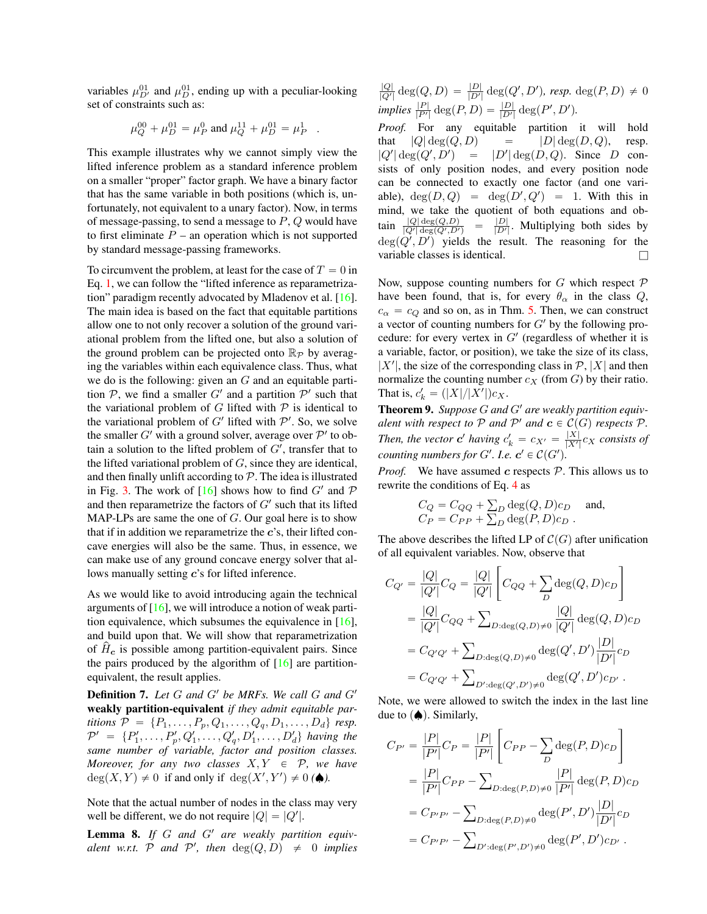variables $\mu^{01}_{D'}$ and $\mu^{01}_{D}$, ending up with a peculiar-looking set of constraints such as:

$$\mu^{00}_Q + \mu^{01}_D = \mu^0_P \text{ and } \mu^{11}_Q + \mu^{01}_D = \mu^1_P \quad .$$

This example illustrates why we cannot simply view the lifted inference problem as a standard inference problem on a smaller "proper" factor graph. We have a binary factor that has the same variable in both positions (which is, unfortunately, not equivalent to a unary factor). Now, in terms of message-passing, to send a message to $P$, $Q$ would have to first eliminate $P$ – an operation which is not supported by standard message-passing frameworks.

To circumvent the problem, at least for the case of $T = 0$ in Eq. 1, we can follow the "lifted inference as reparametrization" paradigm recently advocated by Mladenov et al. [16]. The main idea is based on the fact that equitable partitions allow one to not only recover a solution of the ground variational problem from the lifted one, but also a solution of the ground problem can be projected onto $\mathbb{R}_{\mathcal{P}}$ by averaging the variables within each equivalence class. Thus, what we do is the following: given an $G$ and an equitable partition $\mathcal{P}$, we find a smaller $G'$ and a partition $\mathcal{P}'$ such that the variational problem of $G$ lifted with $\mathcal{P}$ is identical to the variational problem of $G'$ lifted with $\mathcal{P}'$. So, we solve the smaller $G'$ with a ground solver, average over $\mathcal{P}'$ to obtain a solution to the lifted problem of $G'$, transfer that to the lifted variational problem of $G$, since they are identical, and then finally unlift according to $\mathcal{P}$. The idea is illustrated in Fig. 3. The work of [16] shows how to find $G'$ and $\mathcal{P}$ and then reparametrize the factors of $G'$ such that its lifted MAP-LPs are same the one of $G$. Our goal here is to show that if in addition we reparametrize the $\boldsymbol{c}$'s, their lifted concave energies will also be the same. Thus, in essence, we can make use of any ground concave energy solver that allows manually setting $\boldsymbol{c}$'s for lifted inference.

As we would like to avoid introducing again the technical arguments of [16], we will introduce a notion of weak partition equivalence, which subsumes the equivalence in [16], and build upon that. We will show that reparametrization of $\widehat{H}_{\boldsymbol{c}}$ is possible among partition-equivalent pairs. Since the pairs produced by the algorithm of [16] are partition-equivalent, the result applies.

**Definition 7.** *Let $G$ and $G'$ be MRFs. We call $G$ and $G'$* **weakly partition-equivalent** *if they admit equitable partitions $\mathcal{P} = \{P_1, \ldots, P_p, Q_1, \ldots, Q_q, D_1, \ldots, D_d\}$ resp. $\mathcal{P}' = \{P'_1, \ldots, P'_p, Q'_1, \ldots, Q'_q, D'_1, \ldots, D'_d\}$ having the same number of variable, factor and position classes. Moreover, for any two classes $X, Y \in \mathcal{P}$, we have $\deg(X, Y) \neq 0$ if and only if $\deg(X', Y') \neq 0$ (♠).*

Note that the actual number of nodes in the class may very well be different, we do not require $|Q| = |Q'|$.

**Lemma 8.** *If $G$ and $G'$ are weakly partition equivalent w.r.t. $\mathcal{P}$ and $\mathcal{P}'$, then $\deg(Q, D) \neq 0$ implies $\frac{|Q|}{|Q'|}\deg(Q, D) = \frac{|D|}{|D'|}\deg(Q', D')$, resp. $\deg(P, D) \neq 0$ implies $\frac{|P|}{|P'|}\deg(P, D) = \frac{|D|}{|D'|}\deg(P', D')$.*

*Proof.* For any equitable partition it will hold that $|Q|\deg(Q, D) = |D|\deg(D, Q)$, resp. $|Q'|\deg(Q', D') = |D'|\deg(D, Q)$. Since $D$ consists of only position nodes, and every position node can be connected to exactly one factor (and one variable), $\deg(D, Q) = \deg(D', Q') = 1$. With this in mind, we take the quotient of both equations and obtain $\frac{|Q|\deg(Q,D)}{|Q'|\deg(Q',D')} = \frac{|D|}{|D'|}$. Multiplying both sides by $\deg(Q', D')$ yields the result. The reasoning for the variable classes is identical. □

Now, suppose counting numbers for $G$ which respect $\mathcal{P}$ have been found, that is, for every $\theta_\alpha$ in the class $Q$, $c_\alpha = c_Q$ and so on, as in Thm. 5. Then, we can construct a vector of counting numbers for $G'$ by the following procedure: for every vertex in $G'$ (regardless of whether it is a variable, factor, or position), we take the size of its class, $|X'|$, the size of the corresponding class in $\mathcal{P}$, $|X|$ and then normalize the counting number $c_X$ (from $G$) by their ratio. That is, $c'_k = (|X|/|X'|)c_X$.

**Theorem 9.** *Suppose $G$ and $G'$ are weakly partition equivalent with respect to $\mathcal{P}$ and $\mathcal{P}'$ and $\boldsymbol{c} \in \mathcal{C}(G)$ respects $\mathcal{P}$. Then, the vector $\boldsymbol{c}'$ having $c'_k = c_{X'} = \frac{|X|}{|X'|}c_X$ consists of counting numbers for $G'$. I.e. $\boldsymbol{c}' \in \mathcal{C}(G')$.*

*Proof.* We have assumed $\boldsymbol{c}$ respects $\mathcal{P}$. This allows us to rewrite the conditions of Eq. 4 as

$$\begin{aligned} C_Q &= C_{QQ} + \textstyle\sum_D \deg(Q, D)c_D \quad \text{and,} \\ C_P &= C_{PP} + \textstyle\sum_D \deg(P, D)c_D \ . \end{aligned}$$

The above describes the lifted LP of $\mathcal{C}(G)$ after unification of all equivalent variables. Now, observe that

$$\begin{aligned} C_{Q'} &= \frac{|Q|}{|Q'|}C_Q = \frac{|Q|}{|Q'|}\left[C_{QQ} + \sum_D \deg(Q, D)c_D\right] \\ &= \frac{|Q|}{|Q'|}C_{QQ} + \sum\nolimits_{D:\deg(Q,D)\neq 0} \frac{|Q|}{|Q'|}\deg(Q, D)c_D \\ &= C_{Q'Q'} + \sum\nolimits_{D:\deg(Q,D)\neq 0} \deg(Q', D')\frac{|D|}{|D'|}c_D \\ &= C_{Q'Q'} + \sum\nolimits_{D':\deg(Q',D')\neq 0} \deg(Q', D')c_{D'} \ . \end{aligned}$$

Note, we were allowed to switch the index in the last line due to (♠). Similarly,

$$\begin{aligned} C_{P'} &= \frac{|P|}{|P'|}C_P = \frac{|P|}{|P'|}\left[C_{PP} - \sum_D \deg(P, D)c_D\right] \\ &= \frac{|P|}{|P'|}C_{PP} - \sum\nolimits_{D:\deg(P,D)\neq 0} \frac{|P|}{|P'|}\deg(P, D)c_D \\ &= C_{P'P'} - \sum\nolimits_{D:\deg(P,D)\neq 0} \deg(P', D')\frac{|D|}{|D'|}c_D \\ &= C_{P'P'} - \sum\nolimits_{D':\deg(P',D')\neq 0} \deg(P', D')c_{D'} \ . \end{aligned}$$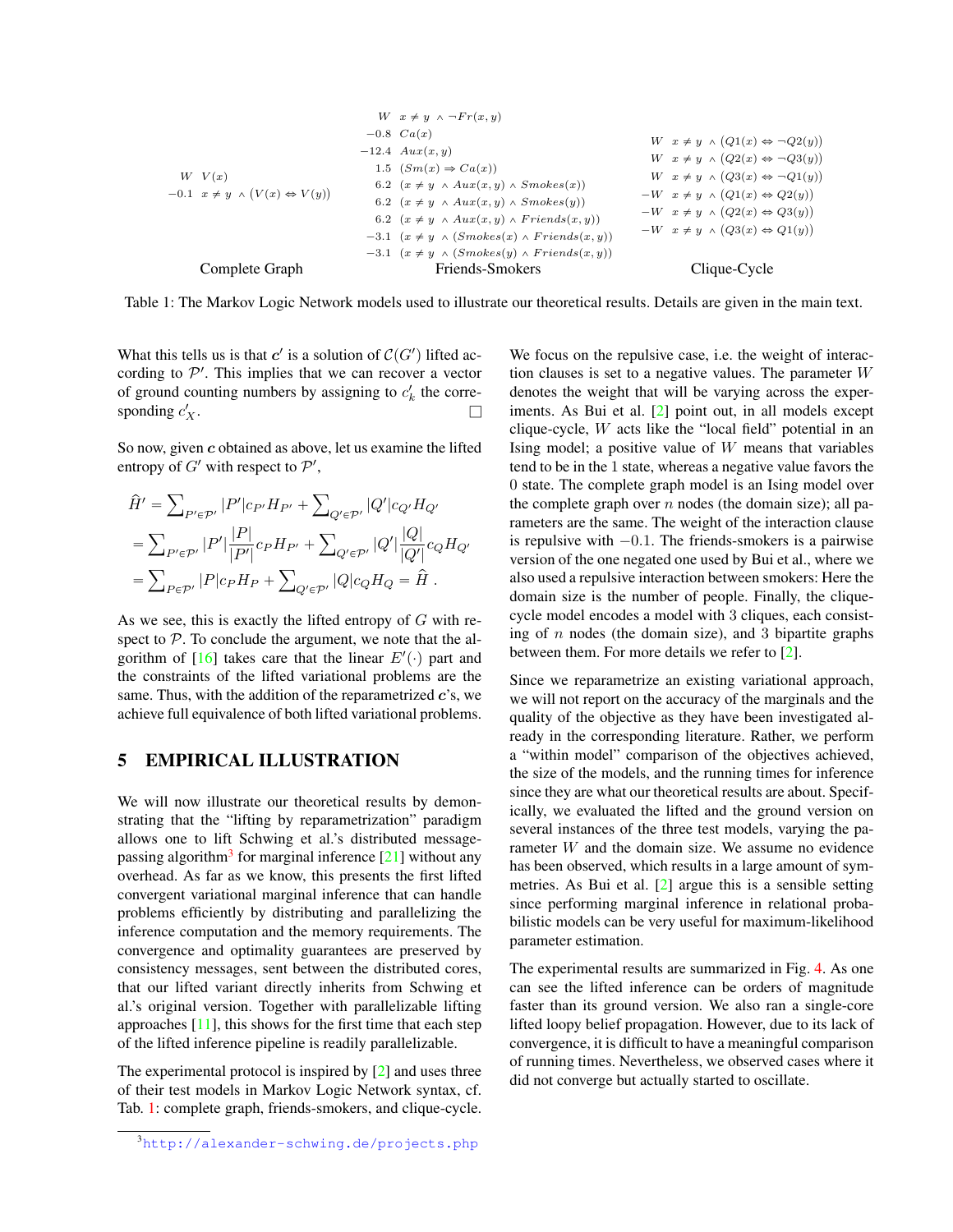| Complete Graph | Friends-Smokers | Clique-Cycle |
|---|---|---|
| $W$ $V(x)$ <br> $-0.1$ $x \neq y \wedge (V(x) \Leftrightarrow V(y))$ | $W$ $x \neq y \wedge \neg Fr(x,y)$ <br> $-0.8$ $Ca(x)$ <br> $-12.4$ $Aux(x,y)$ <br> $1.5$ $(Sm(x) \Rightarrow Ca(x))$ <br> $6.2$ $(x \neq y \wedge Aux(x,y) \wedge Smokes(x))$ <br> $6.2$ $(x \neq y \wedge Aux(x,y) \wedge Smokes(y))$ <br> $6.2$ $(x \neq y \wedge Aux(x,y) \wedge Friends(x,y))$ <br> $-3.1$ $(x \neq y \wedge (Smokes(x) \wedge Friends(x,y))$ <br> $-3.1$ $(x \neq y \wedge (Smokes(y) \wedge Friends(x,y))$ | $W$ $x \neq y \wedge (Q1(x) \Leftrightarrow \neg Q2(y))$ <br> $W$ $x \neq y \wedge (Q2(x) \Leftrightarrow \neg Q3(y))$ <br> $W$ $x \neq y \wedge (Q3(x) \Leftrightarrow \neg Q1(y))$ <br> $-W$ $x \neq y \wedge (Q1(x) \Leftrightarrow Q2(y))$ <br> $-W$ $x \neq y \wedge (Q2(x) \Leftrightarrow Q3(y))$ <br> $-W$ $x \neq y \wedge (Q3(x) \Leftrightarrow Q1(y))$ |

Table 1: The Markov Logic Network models used to illustrate our theoretical results. Details are given in the main text.

What this tells us is that $\boldsymbol{c}'$ is a solution of $\mathcal{C}(G')$ lifted according to $\mathcal{P}'$. This implies that we can recover a vector of ground counting numbers by assigning to $c'_k$ the corresponding $c'_X$. $\square$

So now, given $\boldsymbol{c}$ obtained as above, let us examine the lifted entropy of $G'$ with respect to $\mathcal{P}'$,

$$
\begin{aligned}
\widehat{H}' &= \sum\nolimits_{P' \in \mathcal{P}'} |P'| c_{P'} H_{P'} + \sum\nolimits_{Q' \in \mathcal{P}'} |Q'| c_{Q'} H_{Q'} \\
&= \sum\nolimits_{P' \in \mathcal{P}'} |P'| \frac{|P|}{|P'|} c_P H_{P'} + \sum\nolimits_{Q' \in \mathcal{P}'} |Q'| \frac{|Q|}{|Q'|} c_Q H_{Q'} \\
&= \sum\nolimits_{P \in \mathcal{P}'} |P| c_P H_P + \sum\nolimits_{Q' \in \mathcal{P}'} |Q| c_Q H_Q = \widehat{H} \,.
\end{aligned}
$$

As we see, this is exactly the lifted entropy of $G$ with respect to $\mathcal{P}$. To conclude the argument, we note that the algorithm of [16] takes care that the linear $E'(\cdot)$ part and the constraints of the lifted variational problems are the same. Thus, with the addition of the reparametrized $\boldsymbol{c}$'s, we achieve full equivalence of both lifted variational problems.

## 5 EMPIRICAL ILLUSTRATION

We will now illustrate our theoretical results by demonstrating that the "lifting by reparametrization" paradigm allows one to lift Schwing et al.'s distributed message-passing algorithm[3] for marginal inference [21] without any overhead. As far as we know, this presents the first lifted convergent variational marginal inference that can handle problems efficiently by distributing and parallelizing the inference computation and the memory requirements. The convergence and optimality guarantees are preserved by consistency messages, sent between the distributed cores, that our lifted variant directly inherits from Schwing et al.'s original version. Together with parallelizable lifting approaches [11], this shows for the first time that each step of the lifted inference pipeline is readily parallelizable.

The experimental protocol is inspired by [2] and uses three of their test models in Markov Logic Network syntax, cf. Tab. 1: complete graph, friends-smokers, and clique-cycle.

We focus on the repulsive case, i.e. the weight of interaction clauses is set to a negative values. The parameter $W$ denotes the weight that will be varying across the experiments. As Bui et al. [2] point out, in all models except clique-cycle, $W$ acts like the "local field" potential in an Ising model; a positive value of $W$ means that variables tend to be in the 1 state, whereas a negative value favors the 0 state. The complete graph model is an Ising model over the complete graph over $n$ nodes (the domain size); all parameters are the same. The weight of the interaction clause is repulsive with $-0.1$. The friends-smokers is a pairwise version of the one negated one used by Bui et al., where we also used a repulsive interaction between smokers: Here the domain size is the number of people. Finally, the clique-cycle model encodes a model with 3 cliques, each consisting of $n$ nodes (the domain size), and 3 bipartite graphs between them. For more details we refer to [2].

Since we reparametrize an existing variational approach, we will not report on the accuracy of the marginals and the quality of the objective as they have been investigated already in the corresponding literature. Rather, we perform a "within model" comparison of the objectives achieved, the size of the models, and the running times for inference since they are what our theoretical results are about. Specifically, we evaluated the lifted and the ground version on several instances of the three test models, varying the parameter $W$ and the domain size. We assume no evidence has been observed, which results in a large amount of symmetries. As Bui et al. [2] argue this is a sensible setting since performing marginal inference in relational probabilistic models can be very useful for maximum-likelihood parameter estimation.

The experimental results are summarized in Fig. 4. As one can see the lifted inference can be orders of magnitude faster than its ground version. We also ran a single-core lifted loopy belief propagation. However, due to its lack of convergence, it is difficult to have a meaningful comparison of running times. Nevertheless, we observed cases where it did not converge but actually started to oscillate.

[3] http://alexander-schwing.de/projects.php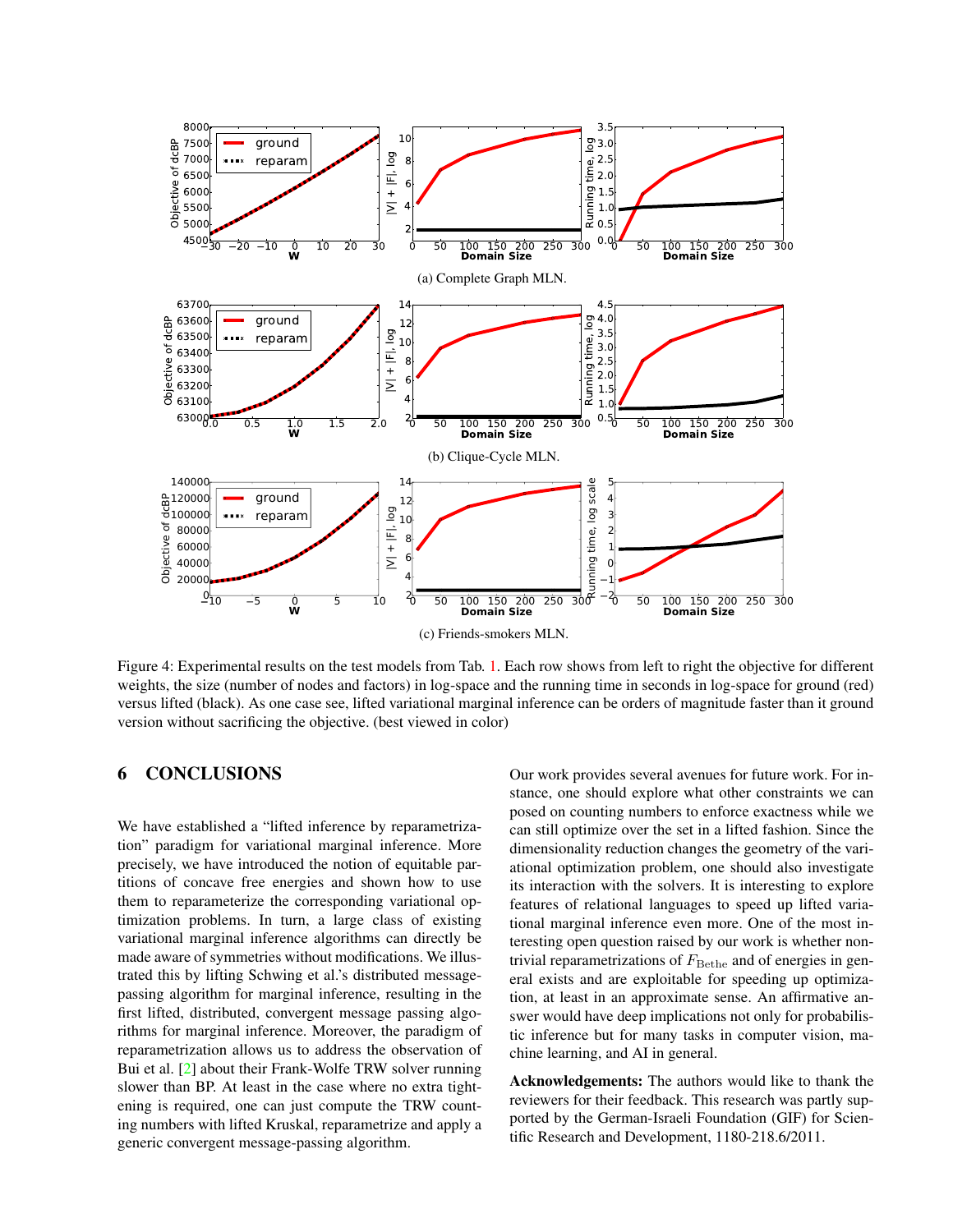ground
reparam

Objective of dcBP

W

|V| + |F|, log

Domain Size

Running time, log

Domain Size

(a) Complete Graph MLN.

ground
reparam

Objective of dcBP

W

|V| + |F|, log

Domain Size

Running time, log

Domain Size

(b) Clique-Cycle MLN.

ground
reparam

Objective of dcBP

W

|V| + |F|, log

Domain Size

Running time, log scale

Domain Size

(c) Friends-smokers MLN.

Figure 4: Experimental results on the test models from Tab. 1. Each row shows from left to right the objective for different weights, the size (number of nodes and factors) in log-space and the running time in seconds in log-space for ground (red) versus lifted (black). As one case see, lifted variational marginal inference can be orders of magnitude faster than it ground version without sacrificing the objective. (best viewed in color)

# 6 CONCLUSIONS

We have established a "lifted inference by reparametrization" paradigm for variational marginal inference. More precisely, we have introduced the notion of equitable partitions of concave free energies and shown how to use them to reparameterize the corresponding variational optimization problems. In turn, a large class of existing variational marginal inference algorithms can directly be made aware of symmetries without modifications. We illustrated this by lifting Schwing et al.'s distributed message-passing algorithm for marginal inference, resulting in the first lifted, distributed, convergent message passing algorithms for marginal inference. Moreover, the paradigm of reparametrization allows us to address the observation of Bui et al. [2] about their Frank-Wolfe TRW solver running slower than BP. At least in the case where no extra tightening is required, one can just compute the TRW counting numbers with lifted Kruskal, reparametrize and apply a generic convergent message-passing algorithm.

Our work provides several avenues for future work. For instance, one should explore what other constraints we can posed on counting numbers to enforce exactness while we can still optimize over the set in a lifted fashion. Since the dimensionality reduction changes the geometry of the variational optimization problem, one should also investigate its interaction with the solvers. It is interesting to explore features of relational languages to speed up lifted variational marginal inference even more. One of the most interesting open question raised by our work is whether nontrivial reparametrizations of $F_{\text{Bethe}}$ and of energies in general exists and are exploitable for speeding up optimization, at least in an approximate sense. An affirmative answer would have deep implications not only for probabilistic inference but for many tasks in computer vision, machine learning, and AI in general.

**Acknowledgements:** The authors would like to thank the reviewers for their feedback. This research was partly supported by the German-Israeli Foundation (GIF) for Scientific Research and Development, 1180-218.6/2011.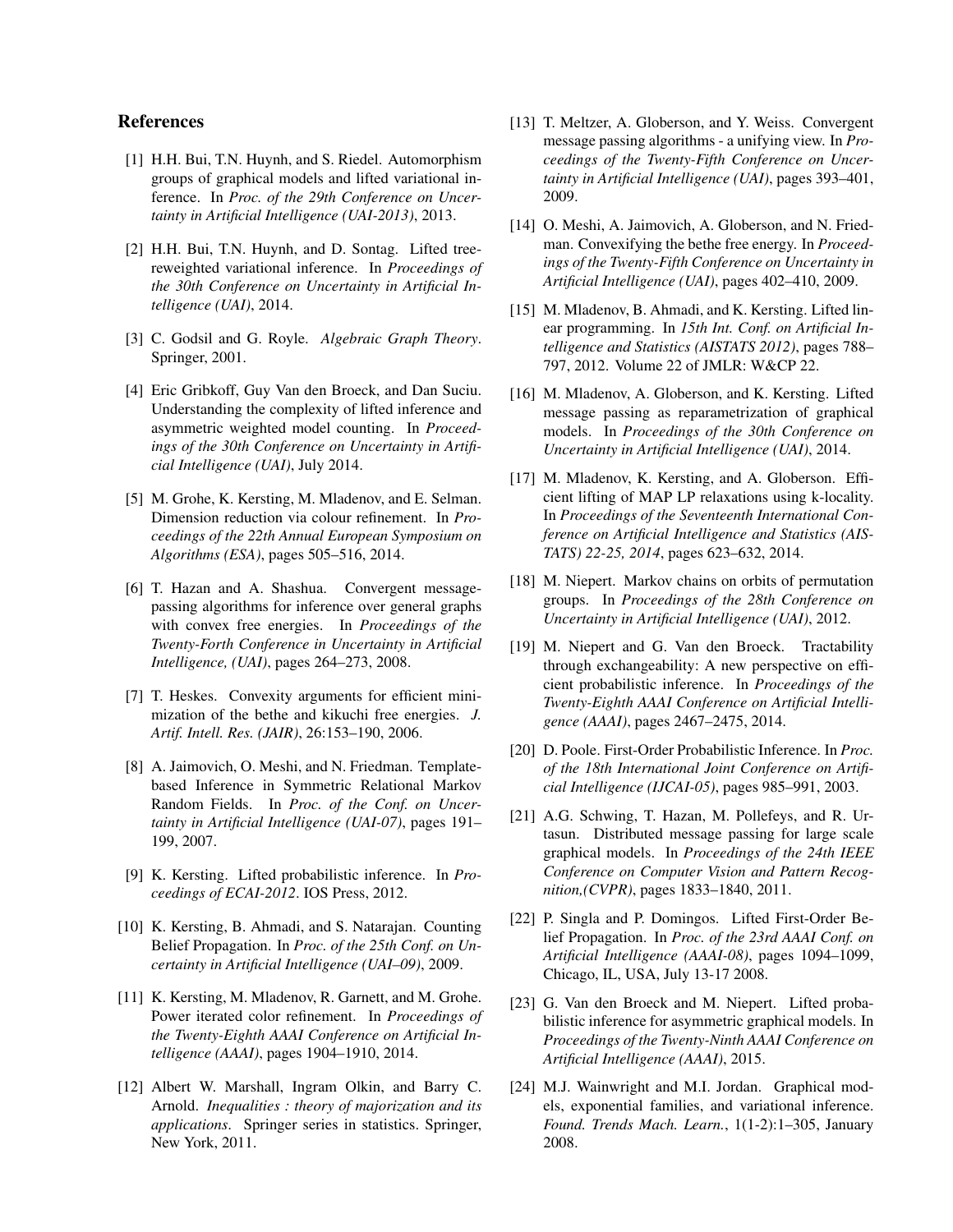## References

[1] H.H. Bui, T.N. Huynh, and S. Riedel. Automorphism groups of graphical models and lifted variational inference. In *Proc. of the 29th Conference on Uncertainty in Artificial Intelligence (UAI-2013)*, 2013.

[2] H.H. Bui, T.N. Huynh, and D. Sontag. Lifted tree-reweighted variational inference. In *Proceedings of the 30th Conference on Uncertainty in Artificial Intelligence (UAI)*, 2014.

[3] C. Godsil and G. Royle. *Algebraic Graph Theory*. Springer, 2001.

[4] Eric Gribkoff, Guy Van den Broeck, and Dan Suciu. Understanding the complexity of lifted inference and asymmetric weighted model counting. In *Proceedings of the 30th Conference on Uncertainty in Artificial Intelligence (UAI)*, July 2014.

[5] M. Grohe, K. Kersting, M. Mladenov, and E. Selman. Dimension reduction via colour refinement. In *Proceedings of the 22th Annual European Symposium on Algorithms (ESA)*, pages 505–516, 2014.

[6] T. Hazan and A. Shashua. Convergent message-passing algorithms for inference over general graphs with convex free energies. In *Proceedings of the Twenty-Forth Conference in Uncertainty in Artificial Intelligence, (UAI)*, pages 264–273, 2008.

[7] T. Heskes. Convexity arguments for efficient minimization of the bethe and kikuchi free energies. *J. Artif. Intell. Res. (JAIR)*, 26:153–190, 2006.

[8] A. Jaimovich, O. Meshi, and N. Friedman. Template-based Inference in Symmetric Relational Markov Random Fields. In *Proc. of the Conf. on Uncertainty in Artificial Intelligence (UAI-07)*, pages 191–199, 2007.

[9] K. Kersting. Lifted probabilistic inference. In *Proceedings of ECAI-2012*. IOS Press, 2012.

[10] K. Kersting, B. Ahmadi, and S. Natarajan. Counting Belief Propagation. In *Proc. of the 25th Conf. on Uncertainty in Artificial Intelligence (UAI–09)*, 2009.

[11] K. Kersting, M. Mladenov, R. Garnett, and M. Grohe. Power iterated color refinement. In *Proceedings of the Twenty-Eighth AAAI Conference on Artificial Intelligence (AAAI)*, pages 1904–1910, 2014.

[12] Albert W. Marshall, Ingram Olkin, and Barry C. Arnold. *Inequalities : theory of majorization and its applications*. Springer series in statistics. Springer, New York, 2011.

[13] T. Meltzer, A. Globerson, and Y. Weiss. Convergent message passing algorithms - a unifying view. In *Proceedings of the Twenty-Fifth Conference on Uncertainty in Artificial Intelligence (UAI)*, pages 393–401, 2009.

[14] O. Meshi, A. Jaimovich, A. Globerson, and N. Friedman. Convexifying the bethe free energy. In *Proceedings of the Twenty-Fifth Conference on Uncertainty in Artificial Intelligence (UAI)*, pages 402–410, 2009.

[15] M. Mladenov, B. Ahmadi, and K. Kersting. Lifted linear programming. In *15th Int. Conf. on Artificial Intelligence and Statistics (AISTATS 2012)*, pages 788–797, 2012. Volume 22 of JMLR: W&CP 22.

[16] M. Mladenov, A. Globerson, and K. Kersting. Lifted message passing as reparametrization of graphical models. In *Proceedings of the 30th Conference on Uncertainty in Artificial Intelligence (UAI)*, 2014.

[17] M. Mladenov, K. Kersting, and A. Globerson. Efficient lifting of MAP LP relaxations using k-locality. In *Proceedings of the Seventeenth International Conference on Artificial Intelligence and Statistics (AISTATS) 22-25, 2014*, pages 623–632, 2014.

[18] M. Niepert. Markov chains on orbits of permutation groups. In *Proceedings of the 28th Conference on Uncertainty in Artificial Intelligence (UAI)*, 2012.

[19] M. Niepert and G. Van den Broeck. Tractability through exchangeability: A new perspective on efficient probabilistic inference. In *Proceedings of the Twenty-Eighth AAAI Conference on Artificial Intelligence (AAAI)*, pages 2467–2475, 2014.

[20] D. Poole. First-Order Probabilistic Inference. In *Proc. of the 18th International Joint Conference on Artificial Intelligence (IJCAI-05)*, pages 985–991, 2003.

[21] A.G. Schwing, T. Hazan, M. Pollefeys, and R. Urtasun. Distributed message passing for large scale graphical models. In *Proceedings of the 24th IEEE Conference on Computer Vision and Pattern Recognition,(CVPR)*, pages 1833–1840, 2011.

[22] P. Singla and P. Domingos. Lifted First-Order Belief Propagation. In *Proc. of the 23rd AAAI Conf. on Artificial Intelligence (AAAI-08)*, pages 1094–1099, Chicago, IL, USA, July 13-17 2008.

[23] G. Van den Broeck and M. Niepert. Lifted probabilistic inference for asymmetric graphical models. In *Proceedings of the Twenty-Ninth AAAI Conference on Artificial Intelligence (AAAI)*, 2015.

[24] M.J. Wainwright and M.I. Jordan. Graphical models, exponential families, and variational inference. *Found. Trends Mach. Learn.*, 1(1-2):1–305, January 2008.